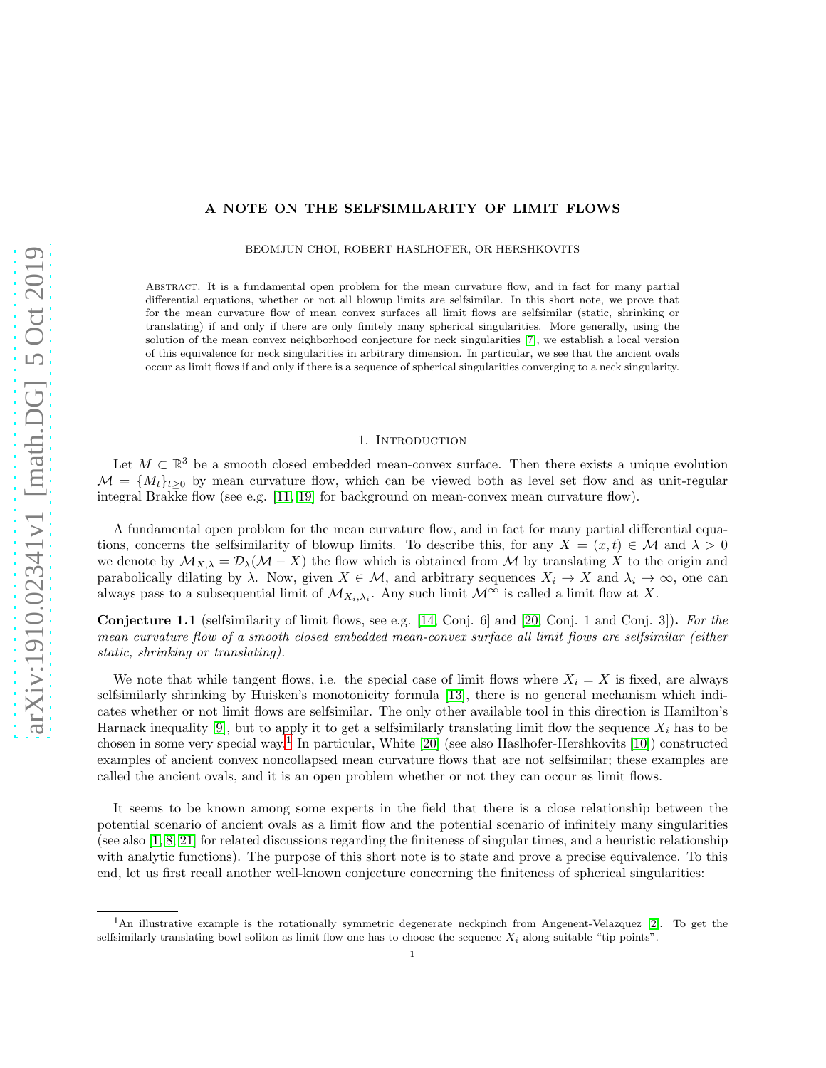# A NOTE ON THE SELFSIMILARITY OF LIMIT FLOWS

BEOMJUN CHOI, ROBERT HASLHOFER, OR HERSHKOVITS

Abstract. It is a fundamental open problem for the mean curvature flow, and in fact for many partial differential equations, whether or not all blowup limits are selfsimilar. In this short note, we prove that for the mean curvature flow of mean convex surfaces all limit flows are selfsimilar (static, shrinking or translating) if and only if there are only finitely many spherical singularities. More generally, using the solution of the mean convex neighborhood conjecture for neck singularities [7], we establish a local version of this equivalence for neck singularities in arbitrary dimension. In particular, we see that the ancient ovals occur as limit flows if and only if there is a sequence of spherical singularities converging to a neck singularity.

## 1. Introduction

Let $M \subset \mathbb{R}^3$ be a smooth closed embedded mean-convex surface. Then there exists a unique evolution $\mathcal{M} = \{M_t\}_{t\geq 0}$ by mean curvature flow, which can be viewed both as level set flow and as unit-regular integral Brakke flow (see e.g. [11, 19] for background on mean-convex mean curvature flow).

A fundamental open problem for the mean curvature flow, and in fact for many partial differential equations, concerns the selfsimilarity of blowup limits. To describe this, for any $X = (x,t) \in \mathcal{M}$ and $\lambda > 0$ we denote by $\mathcal{M}_{X,\lambda} = \mathcal{D}_\lambda(\mathcal{M} - X)$ the flow which is obtained from $\mathcal{M}$ by translating $X$ to the origin and parabolically dilating by $\lambda$. Now, given $X \in \mathcal{M}$, and arbitrary sequences $X_i \to X$ and $\lambda_i \to \infty$, one can always pass to a subsequential limit of $\mathcal{M}_{X_i,\lambda_i}$. Any such limit $\mathcal{M}^\infty$ is called a limit flow at $X$.

**Conjecture 1.1** (selfsimilarity of limit flows, see e.g. [14, Conj. 6] and [20, Conj. 1 and Conj. 3])**.** *For the mean curvature flow of a smooth closed embedded mean-convex surface all limit flows are selfsimilar (either static, shrinking or translating).*

We note that while tangent flows, i.e. the special case of limit flows where $X_i = X$ is fixed, are always selfsimilarly shrinking by Huisken's monotonicity formula [13], there is no general mechanism which indicates whether or not limit flows are selfsimilar. The only other available tool in this direction is Hamilton's Harnack inequality [9], but to apply it to get a selfsimilarly translating limit flow the sequence $X_i$ has to be chosen in some very special way.[1] In particular, White [20] (see also Haslhofer-Hershkovits [10]) constructed examples of ancient convex noncollapsed mean curvature flows that are not selfsimilar; these examples are called the ancient ovals, and it is an open problem whether or not they can occur as limit flows.

It seems to be known among some experts in the field that there is a close relationship between the potential scenario of ancient ovals as a limit flow and the potential scenario of infinitely many singularities (see also [1, 8, 21] for related discussions regarding the finiteness of singular times, and a heuristic relationship with analytic functions). The purpose of this short note is to state and prove a precise equivalence. To this end, let us first recall another well-known conjecture concerning the finiteness of spherical singularities:

[1] An illustrative example is the rotationally symmetric degenerate neckpinch from Angenent-Velazquez [2]. To get the selfsimilarly translating bowl soliton as limit flow one has to choose the sequence $X_i$ along suitable "tip points".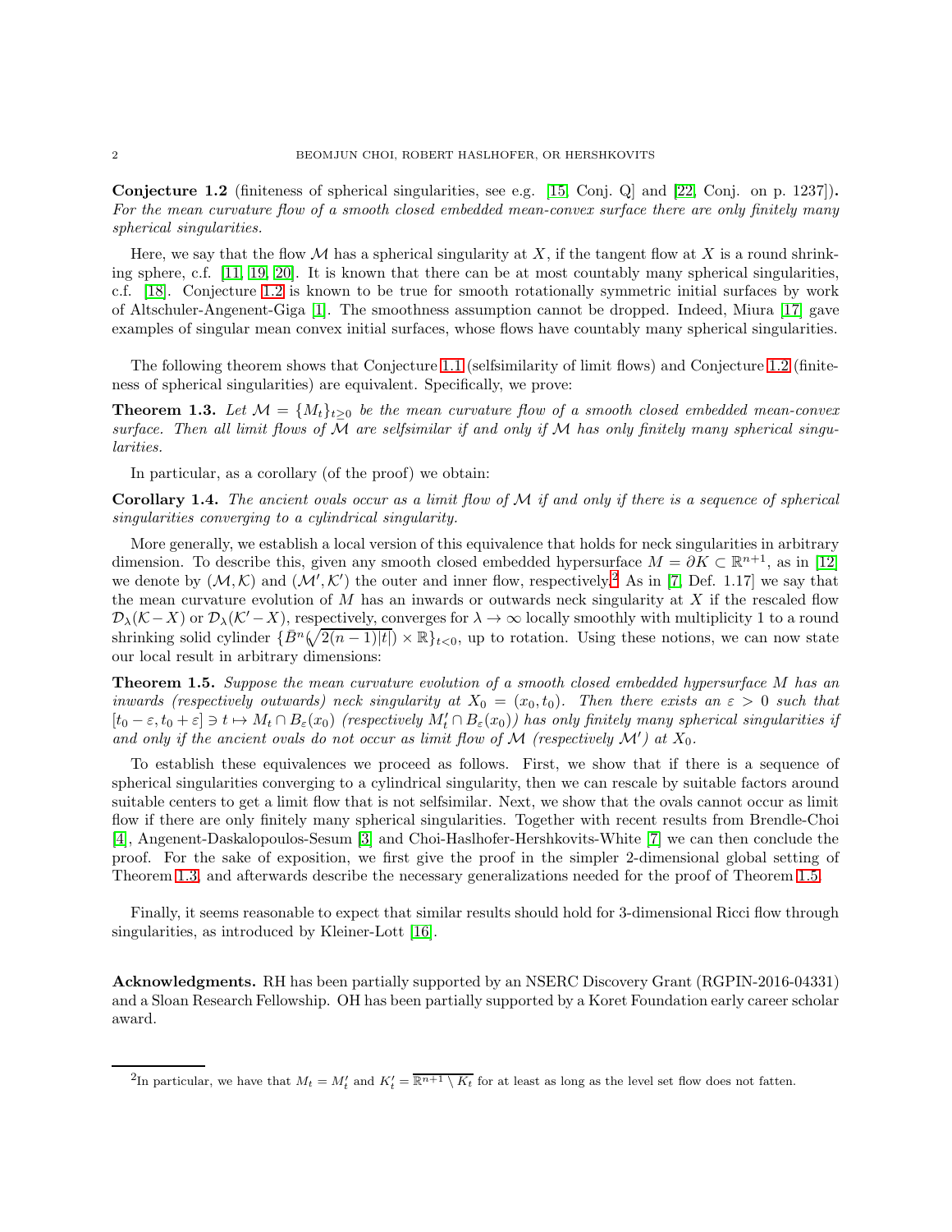**Conjecture 1.2** (finiteness of spherical singularities, see e.g. [15, Conj. Q] and [22, Conj. on p. 1237])**.** *For the mean curvature flow of a smooth closed embedded mean-convex surface there are only finitely many spherical singularities.*

Here, we say that the flow $\mathcal{M}$ has a spherical singularity at $X$, if the tangent flow at $X$ is a round shrinking sphere, c.f. [11, 19, 20]. It is known that there can be at most countably many spherical singularities, c.f. [18]. Conjecture 1.2 is known to be true for smooth rotationally symmetric initial surfaces by work of Altschuler-Angenent-Giga [1]. The smoothness assumption cannot be dropped. Indeed, Miura [17] gave examples of singular mean convex initial surfaces, whose flows have countably many spherical singularities.

The following theorem shows that Conjecture 1.1 (selfsimilarity of limit flows) and Conjecture 1.2 (finiteness of spherical singularities) are equivalent. Specifically, we prove:

**Theorem 1.3.** *Let $\mathcal{M} = \{M_t\}_{t\geq 0}$ be the mean curvature flow of a smooth closed embedded mean-convex surface. Then all limit flows of $\mathcal{M}$ are selfsimilar if and only if $\mathcal{M}$ has only finitely many spherical singularities.*

In particular, as a corollary (of the proof) we obtain:

**Corollary 1.4.** *The ancient ovals occur as a limit flow of $\mathcal{M}$ if and only if there is a sequence of spherical singularities converging to a cylindrical singularity.*

More generally, we establish a local version of this equivalence that holds for neck singularities in arbitrary dimension. To describe this, given any smooth closed embedded hypersurface $M = \partial K \subset \mathbb{R}^{n+1}$, as in [12] we denote by $(\mathcal{M}, \mathcal{K})$ and $(\mathcal{M}', \mathcal{K}')$ the outer and inner flow, respectively.[2] As in [7, Def. 1.17] we say that the mean curvature evolution of $M$ has an inwards or outwards neck singularity at $X$ if the rescaled flow $\mathcal{D}_\lambda(\mathcal{K} - X)$ or $\mathcal{D}_\lambda(\mathcal{K}' - X)$, respectively, converges for $\lambda \to \infty$ locally smoothly with multiplicity 1 to a round shrinking solid cylinder $\{\bar{B}^n(\sqrt{2(n-1)|t|}) \times \mathbb{R}\}_{t<0}$, up to rotation. Using these notions, we can now state our local result in arbitrary dimensions:

**Theorem 1.5.** *Suppose the mean curvature evolution of a smooth closed embedded hypersurface $M$ has an inwards (respectively outwards) neck singularity at $X_0 = (x_0, t_0)$. Then there exists an $\varepsilon > 0$ such that $[t_0 - \varepsilon, t_0 + \varepsilon] \ni t \mapsto M_t \cap B_\varepsilon(x_0)$ (respectively $M'_t \cap B_\varepsilon(x_0)$) has only finitely many spherical singularities if and only if the ancient ovals do not occur as limit flow of $\mathcal{M}$ (respectively $\mathcal{M}'$) at $X_0$.*

To establish these equivalences we proceed as follows. First, we show that if there is a sequence of spherical singularities converging to a cylindrical singularity, then we can rescale by suitable factors around suitable centers to get a limit flow that is not selfsimilar. Next, we show that the ovals cannot occur as limit flow if there are only finitely many spherical singularities. Together with recent results from Brendle-Choi [4], Angenent-Daskalopoulos-Sesum [3] and Choi-Haslhofer-Hershkovits-White [7] we can then conclude the proof. For the sake of exposition, we first give the proof in the simpler 2-dimensional global setting of Theorem 1.3, and afterwards describe the necessary generalizations needed for the proof of Theorem 1.5.

Finally, it seems reasonable to expect that similar results should hold for 3-dimensional Ricci flow through singularities, as introduced by Kleiner-Lott [16].

**Acknowledgments.** RH has been partially supported by an NSERC Discovery Grant (RGPIN-2016-04331) and a Sloan Research Fellowship. OH has been partially supported by a Koret Foundation early career scholar award.

---

[2] In particular, we have that $M_t = M'_t$ and $K'_t = \overline{\mathbb{R}^{n+1} \setminus K_t}$ for at least as long as the level set flow does not fatten.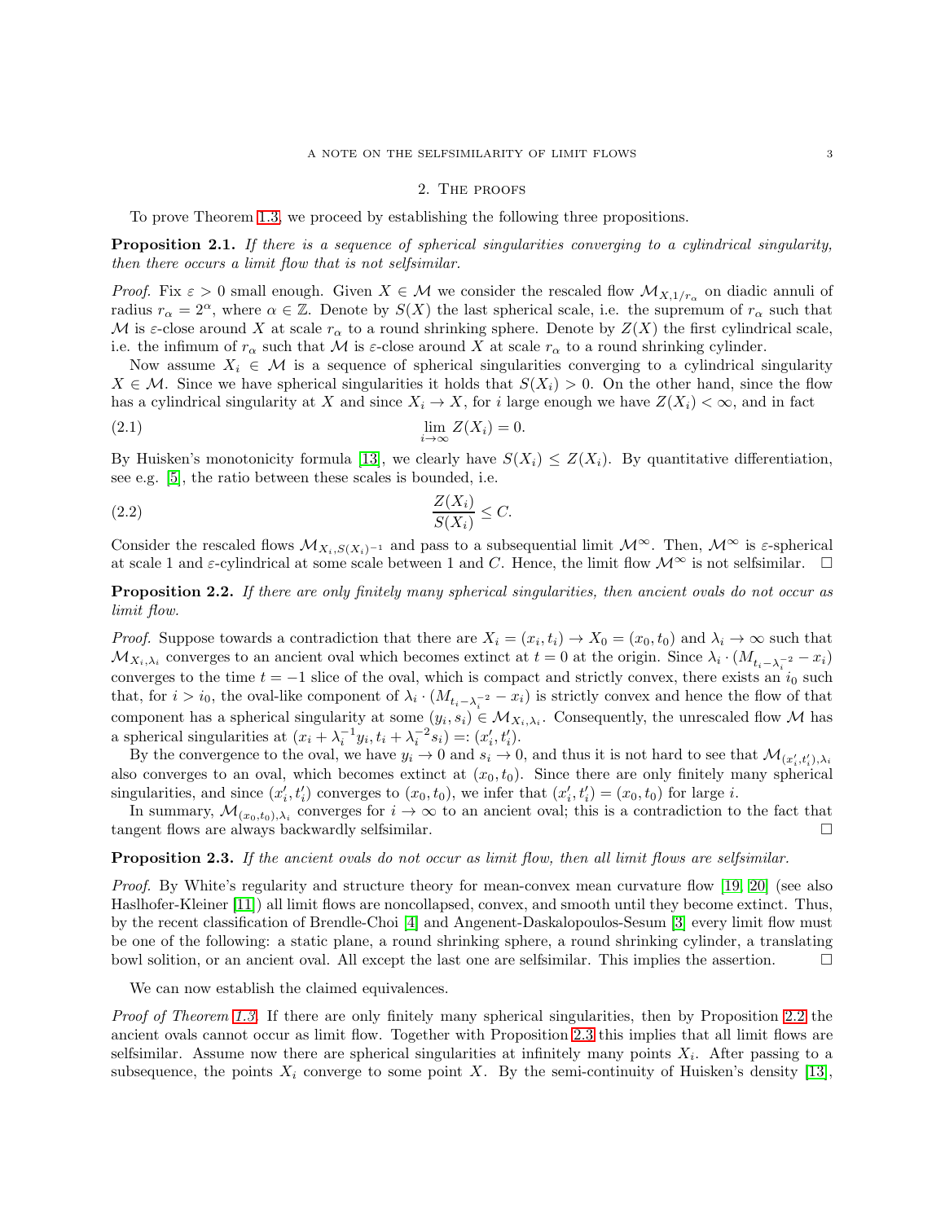## 2. The proofs

To prove Theorem 1.3, we proceed by establishing the following three propositions.

**Proposition 2.1.** *If there is a sequence of spherical singularities converging to a cylindrical singularity, then there occurs a limit flow that is not selfsimilar.*

*Proof.* Fix $\varepsilon > 0$ small enough. Given $X \in \mathcal{M}$ we consider the rescaled flow $\mathcal{M}_{X,1/r_\alpha}$ on diadic annuli of radius $r_\alpha = 2^\alpha$, where $\alpha \in \mathbb{Z}$. Denote by $S(X)$ the last spherical scale, i.e. the supremum of $r_\alpha$ such that $\mathcal{M}$ is $\varepsilon$-close around $X$ at scale $r_\alpha$ to a round shrinking sphere. Denote by $Z(X)$ the first cylindrical scale, i.e. the infimum of $r_\alpha$ such that $\mathcal{M}$ is $\varepsilon$-close around $X$ at scale $r_\alpha$ to a round shrinking cylinder.

Now assume $X_i \in \mathcal{M}$ is a sequence of spherical singularities converging to a cylindrical singularity $X \in \mathcal{M}$. Since we have spherical singularities it holds that $S(X_i) > 0$. On the other hand, since the flow has a cylindrical singularity at $X$ and since $X_i \to X$, for $i$ large enough we have $Z(X_i) < \infty$, and in fact

$$\lim_{i\to\infty} Z(X_i) = 0. \tag{2.1}$$

By Huisken's monotonicity formula [13], we clearly have $S(X_i) \leq Z(X_i)$. By quantitative differentiation, see e.g. [5], the ratio between these scales is bounded, i.e.

$$\frac{Z(X_i)}{S(X_i)} \leq C. \tag{2.2}$$

Consider the rescaled flows $\mathcal{M}_{X_i,S(X_i)^{-1}}$ and pass to a subsequential limit $\mathcal{M}^\infty$. Then, $\mathcal{M}^\infty$ is $\varepsilon$-spherical at scale 1 and $\varepsilon$-cylindrical at some scale between 1 and $C$. Hence, the limit flow $\mathcal{M}^\infty$ is not selfsimilar. $\square$

**Proposition 2.2.** *If there are only finitely many spherical singularities, then ancient ovals do not occur as limit flow.*

*Proof.* Suppose towards a contradiction that there are $X_i = (x_i, t_i) \to X_0 = (x_0, t_0)$ and $\lambda_i \to \infty$ such that $\mathcal{M}_{X_i,\lambda_i}$ converges to an ancient oval which becomes extinct at $t = 0$ at the origin. Since $\lambda_i \cdot (M_{t_i - \lambda_i^{-2}} - x_i)$ converges to the time $t = -1$ slice of the oval, which is compact and strictly convex, there exists an $i_0$ such that, for $i > i_0$, the oval-like component of $\lambda_i \cdot (M_{t_i - \lambda_i^{-2}} - x_i)$ is strictly convex and hence the flow of that component has a spherical singularity at some $(y_i, s_i) \in \mathcal{M}_{X_i,\lambda_i}$. Consequently, the unrescaled flow $\mathcal{M}$ has a spherical singularities at $(x_i + \lambda_i^{-1} y_i, t_i + \lambda_i^{-2} s_i) =: (x_i', t_i')$.

By the convergence to the oval, we have $y_i \to 0$ and $s_i \to 0$, and thus it is not hard to see that $\mathcal{M}_{(x_i',t_i'),\lambda_i}$ also converges to an oval, which becomes extinct at $(x_0, t_0)$. Since there are only finitely many spherical singularities, and since $(x_i', t_i')$ converges to $(x_0, t_0)$, we infer that $(x_i', t_i') = (x_0, t_0)$ for large $i$.

In summary, $\mathcal{M}_{(x_0,t_0),\lambda_i}$ converges for $i \to \infty$ to an ancient oval; this is a contradiction to the fact that tangent flows are always backwardly selfsimilar. $\square$

**Proposition 2.3.** *If the ancient ovals do not occur as limit flow, then all limit flows are selfsimilar.*

*Proof.* By White's regularity and structure theory for mean-convex mean curvature flow [19, 20] (see also Haslhofer-Kleiner [11]) all limit flows are noncollapsed, convex, and smooth until they become extinct. Thus, by the recent classification of Brendle-Choi [4] and Angenent-Daskalopoulos-Sesum [3] every limit flow must be one of the following: a static plane, a round shrinking sphere, a round shrinking cylinder, a translating bowl solition, or an ancient oval. All except the last one are selfsimilar. This implies the assertion. $\square$

We can now establish the claimed equivalences.

*Proof of Theorem 1.3.* If there are only finitely many spherical singularities, then by Proposition 2.2 the ancient ovals cannot occur as limit flow. Together with Proposition 2.3 this implies that all limit flows are selfsimilar. Assume now there are spherical singularities at infinitely many points $X_i$. After passing to a subsequence, the points $X_i$ converge to some point $X$. By the semi-continuity of Huisken's density [13],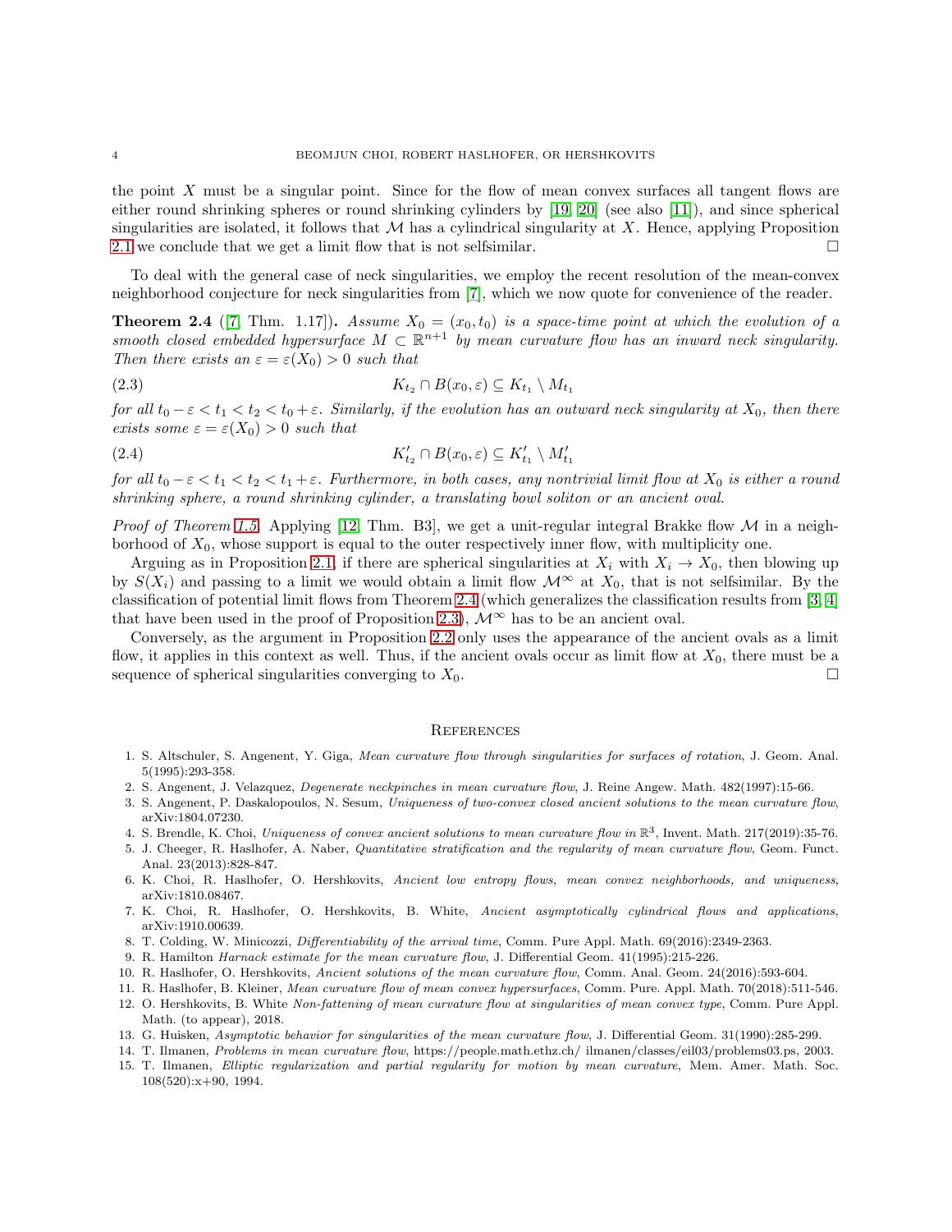the point $X$ must be a singular point. Since for the flow of mean convex surfaces all tangent flows are either round shrinking spheres or round shrinking cylinders by [19, 20] (see also [11]), and since spherical singularities are isolated, it follows that $\mathcal{M}$ has a cylindrical singularity at $X$. Hence, applying Proposition 2.1 we conclude that we get a limit flow that is not selfsimilar. □

To deal with the general case of neck singularities, we employ the recent resolution of the mean-convex neighborhood conjecture for neck singularities from [7], which we now quote for convenience of the reader.

**Theorem 2.4** ([7, Thm. 1.17])**.** *Assume $X_0 = (x_0, t_0)$ is a space-time point at which the evolution of a smooth closed embedded hypersurface $M \subset \mathbb{R}^{n+1}$ by mean curvature flow has an inward neck singularity. Then there exists an $\varepsilon = \varepsilon(X_0) > 0$ such that*

$$K_{t_2} \cap B(x_0, \varepsilon) \subseteq K_{t_1} \setminus M_{t_1} \tag{2.3}$$

*for all $t_0 - \varepsilon < t_1 < t_2 < t_0 + \varepsilon$. Similarly, if the evolution has an outward neck singularity at $X_0$, then there exists some $\varepsilon = \varepsilon(X_0) > 0$ such that*

$$K'_{t_2} \cap B(x_0, \varepsilon) \subseteq K'_{t_1} \setminus M'_{t_1} \tag{2.4}$$

*for all $t_0 - \varepsilon < t_1 < t_2 < t_1 + \varepsilon$. Furthermore, in both cases, any nontrivial limit flow at $X_0$ is either a round shrinking sphere, a round shrinking cylinder, a translating bowl soliton or an ancient oval.*

*Proof of Theorem 1.5.* Applying [12, Thm. B3], we get a unit-regular integral Brakke flow $\mathcal{M}$ in a neighborhood of $X_0$, whose support is equal to the outer respectively inner flow, with multiplicity one.

Arguing as in Proposition 2.1, if there are spherical singularities at $X_i$ with $X_i \to X_0$, then blowing up by $S(X_i)$ and passing to a limit we would obtain a limit flow $\mathcal{M}^\infty$ at $X_0$, that is not selfsimilar. By the classification of potential limit flows from Theorem 2.4 (which generalizes the classification results from [3, 4] that have been used in the proof of Proposition 2.3), $\mathcal{M}^\infty$ has to be an ancient oval.

Conversely, as the argument in Proposition 2.2 only uses the appearance of the ancient ovals as a limit flow, it applies in this context as well. Thus, if the ancient ovals occur as limit flow at $X_0$, there must be a sequence of spherical singularities converging to $X_0$. □

## References

1. S. Altschuler, S. Angenent, Y. Giga, *Mean curvature flow through singularities for surfaces of rotation*, J. Geom. Anal. 5(1995):293-358.
2. S. Angenent, J. Velazquez, *Degenerate neckpinches in mean curvature flow*, J. Reine Angew. Math. 482(1997):15-66.
3. S. Angenent, P. Daskalopoulos, N. Sesum, *Uniqueness of two-convex closed ancient solutions to the mean curvature flow*, arXiv:1804.07230.
4. S. Brendle, K. Choi, *Uniqueness of convex ancient solutions to mean curvature flow in $\mathbb{R}^3$*, Invent. Math. 217(2019):35-76.
5. J. Cheeger, R. Haslhofer, A. Naber, *Quantitative stratification and the regularity of mean curvature flow*, Geom. Funct. Anal. 23(2013):828-847.
6. K. Choi, R. Haslhofer, O. Hershkovits, *Ancient low entropy flows, mean convex neighborhoods, and uniqueness*, arXiv:1810.08467.
7. K. Choi, R. Haslhofer, O. Hershkovits, B. White, *Ancient asymptotically cylindrical flows and applications*, arXiv:1910.00639.
8. T. Colding, W. Minicozzi, *Differentiability of the arrival time*, Comm. Pure Appl. Math. 69(2016):2349-2363.
9. R. Hamilton *Harnack estimate for the mean curvature flow*, J. Differential Geom. 41(1995):215-226.
10. R. Haslhofer, O. Hershkovits, *Ancient solutions of the mean curvature flow*, Comm. Anal. Geom. 24(2016):593-604.
11. R. Haslhofer, B. Kleiner, *Mean curvature flow of mean convex hypersurfaces*, Comm. Pure. Appl. Math. 70(2018):511-546.
12. O. Hershkovits, B. White *Non-fattening of mean curvature flow at singularities of mean convex type*, Comm. Pure Appl. Math. (to appear), 2018.
13. G. Huisken, *Asymptotic behavior for singularities of the mean curvature flow*, J. Differential Geom. 31(1990):285-299.
14. T. Ilmanen, *Problems in mean curvature flow*, https://people.math.ethz.ch/ ilmanen/classes/eil03/problems03.ps, 2003.
15. T. Ilmanen, *Elliptic regularization and partial regularity for motion by mean curvature*, Mem. Amer. Math. Soc. 108(520):x+90, 1994.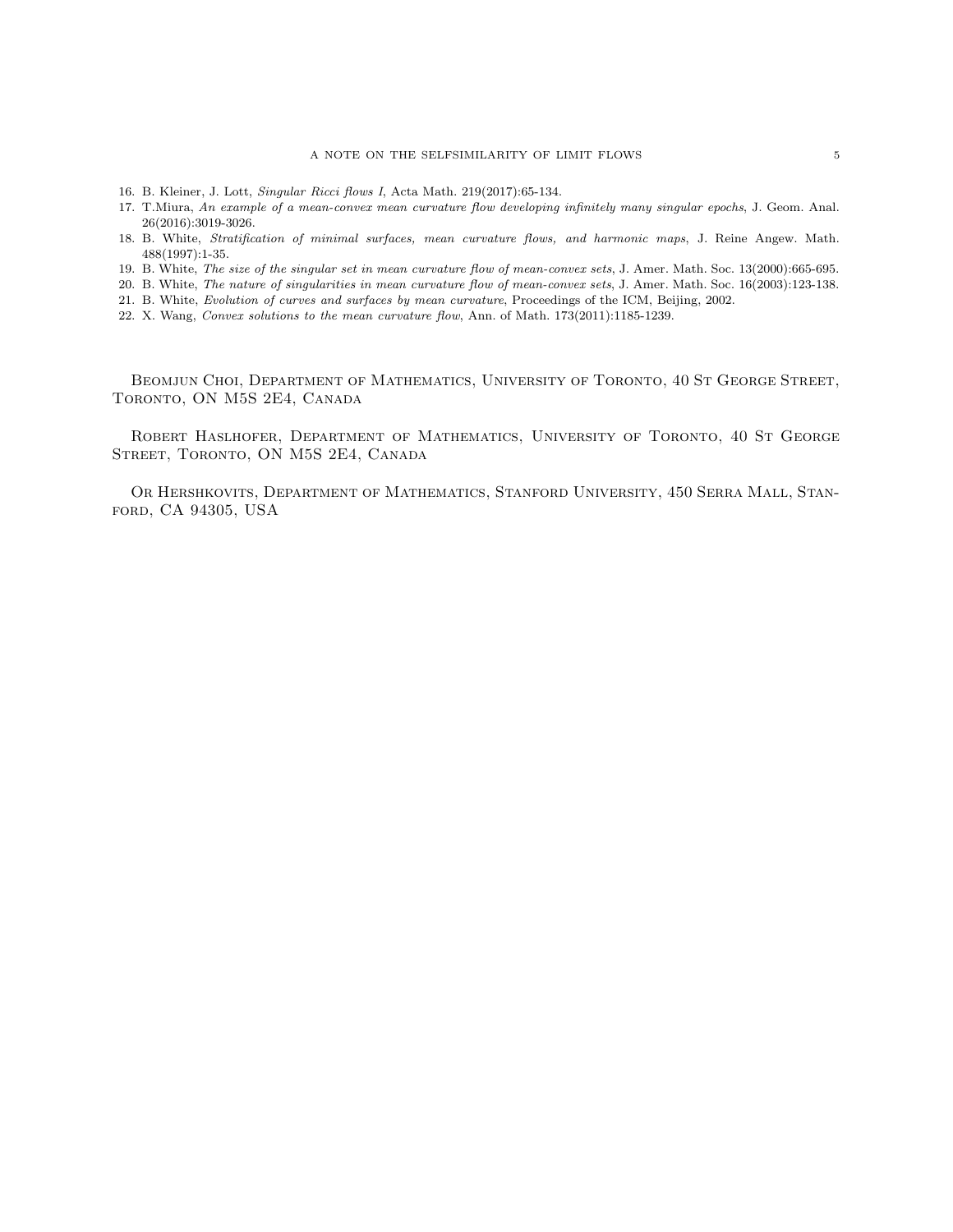16. B. Kleiner, J. Lott, *Singular Ricci flows I*, Acta Math. 219(2017):65-134.
17. T.Miura, *An example of a mean-convex mean curvature flow developing infinitely many singular epochs*, J. Geom. Anal. 26(2016):3019-3026.
18. B. White, *Stratification of minimal surfaces, mean curvature flows, and harmonic maps*, J. Reine Angew. Math. 488(1997):1-35.
19. B. White, *The size of the singular set in mean curvature flow of mean-convex sets*, J. Amer. Math. Soc. 13(2000):665-695.
20. B. White, *The nature of singularities in mean curvature flow of mean-convex sets*, J. Amer. Math. Soc. 16(2003):123-138.
21. B. White, *Evolution of curves and surfaces by mean curvature*, Proceedings of the ICM, Beijing, 2002.
22. X. Wang, *Convex solutions to the mean curvature flow*, Ann. of Math. 173(2011):1185-1239.

Beomjun Choi, Department of Mathematics, University of Toronto, 40 St George Street, Toronto, ON M5S 2E4, Canada

Robert Haslhofer, Department of Mathematics, University of Toronto, 40 St George Street, Toronto, ON M5S 2E4, Canada

Or Hershkovits, Department of Mathematics, Stanford University, 450 Serra Mall, Stanford, CA 94305, USA